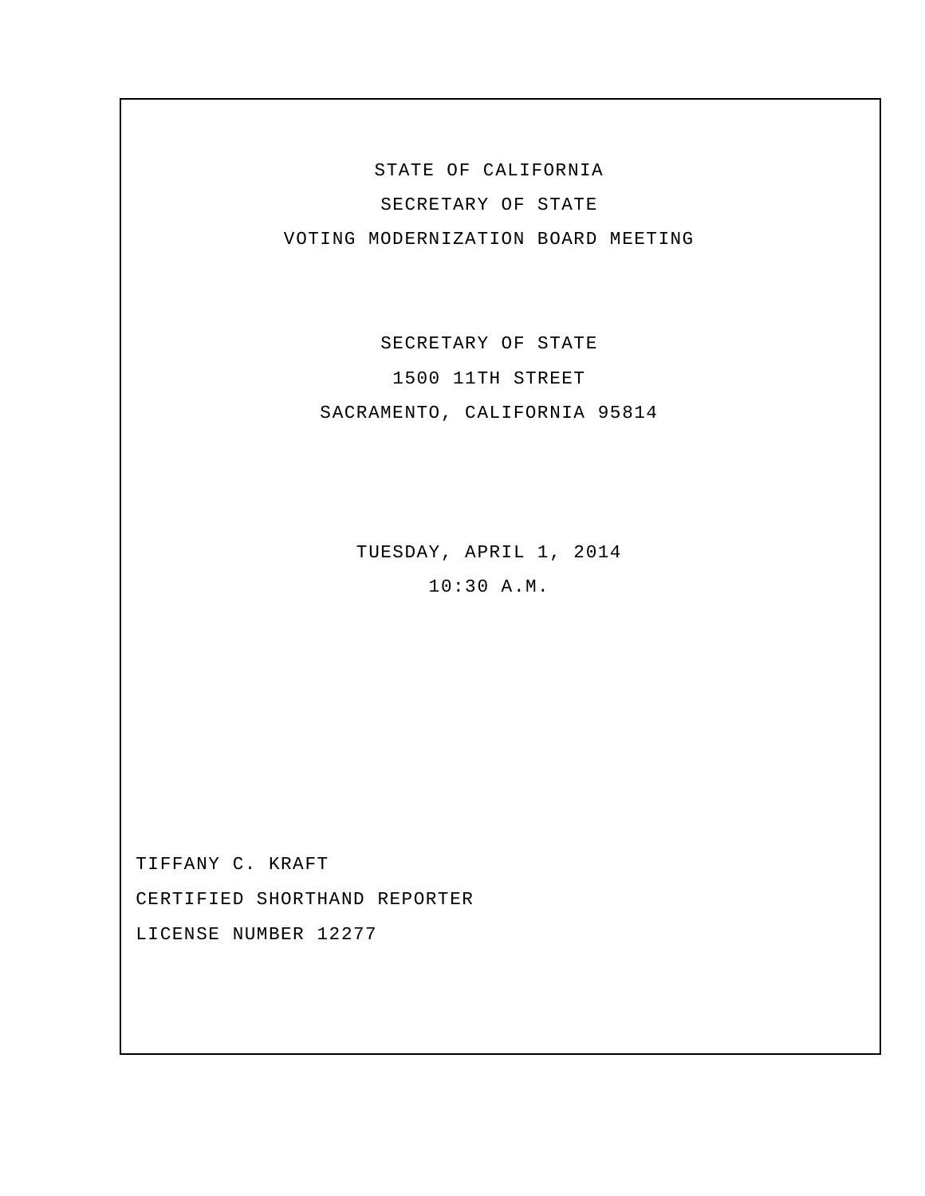# STATE OF CALIFORNIA

# SECRETARY OF STATE

# VOTING MODERNIZATION BOARD MEETING

SECRETARY OF STATE

1500 11TH STREET

SACRAMENTO, CALIFORNIA 95814

TUESDAY, APRIL 1, 2014

10:30 A.M.

TIFFANY C. KRAFT

CERTIFIED SHORTHAND REPORTER

LICENSE NUMBER 12277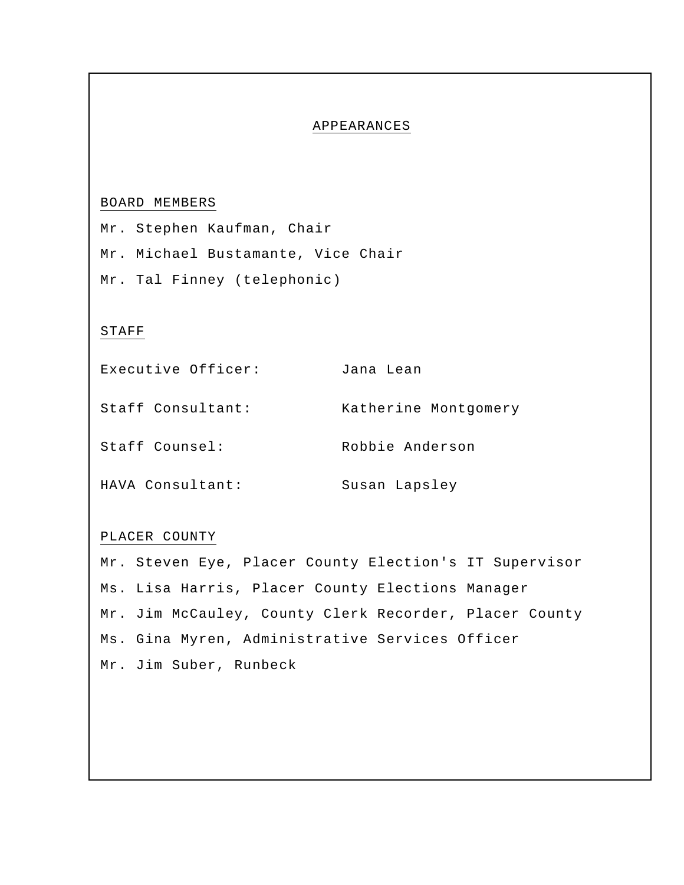# APPEARANCES

## BOARD MEMBERS

Mr. Stephen Kaufman, Chair

Mr. Michael Bustamante, Vice Chair

Mr. Tal Finney (telephonic)

## STAFF

| | |
|---|---|
| Executive Officer: | Jana Lean |
| Staff Consultant: | Katherine Montgomery |
| Staff Counsel: | Robbie Anderson |
| HAVA Consultant: | Susan Lapsley |

## PLACER COUNTY

Mr. Steven Eye, Placer County Election's IT Supervisor

Ms. Lisa Harris, Placer County Elections Manager

Mr. Jim McCauley, County Clerk Recorder, Placer County

Ms. Gina Myren, Administrative Services Officer

Mr. Jim Suber, Runbeck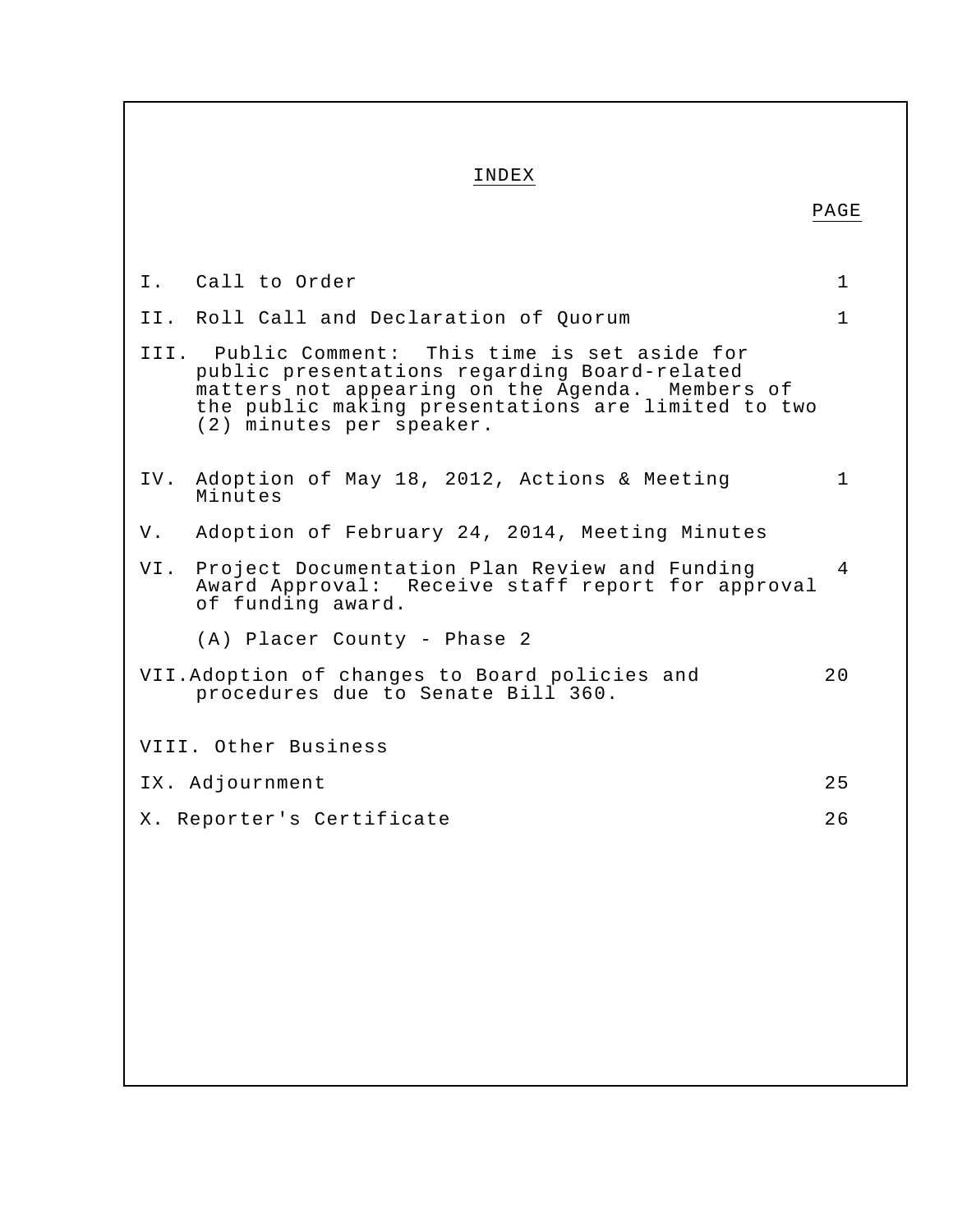# INDEX

| | PAGE |
|---|---|
| I. Call to Order | 1 |
| II. Roll Call and Declaration of Quorum | 1 |
| III. Public Comment: This time is set aside for public presentations regarding Board-related matters not appearing on the Agenda. Members of the public making presentations are limited to two (2) minutes per speaker. | |
| IV. Adoption of May 18, 2012, Actions & Meeting Minutes | 1 |
| V. Adoption of February 24, 2014, Meeting Minutes | |
| VI. Project Documentation Plan Review and Funding Award Approval: Receive staff report for approval of funding award. | 4 |
| (A) Placer County - Phase 2 | |
| VII. Adoption of changes to Board policies and procedures due to Senate Bill 360. | 20 |
| VIII. Other Business | |
| IX. Adjournment | 25 |
| X. Reporter's Certificate | 26 |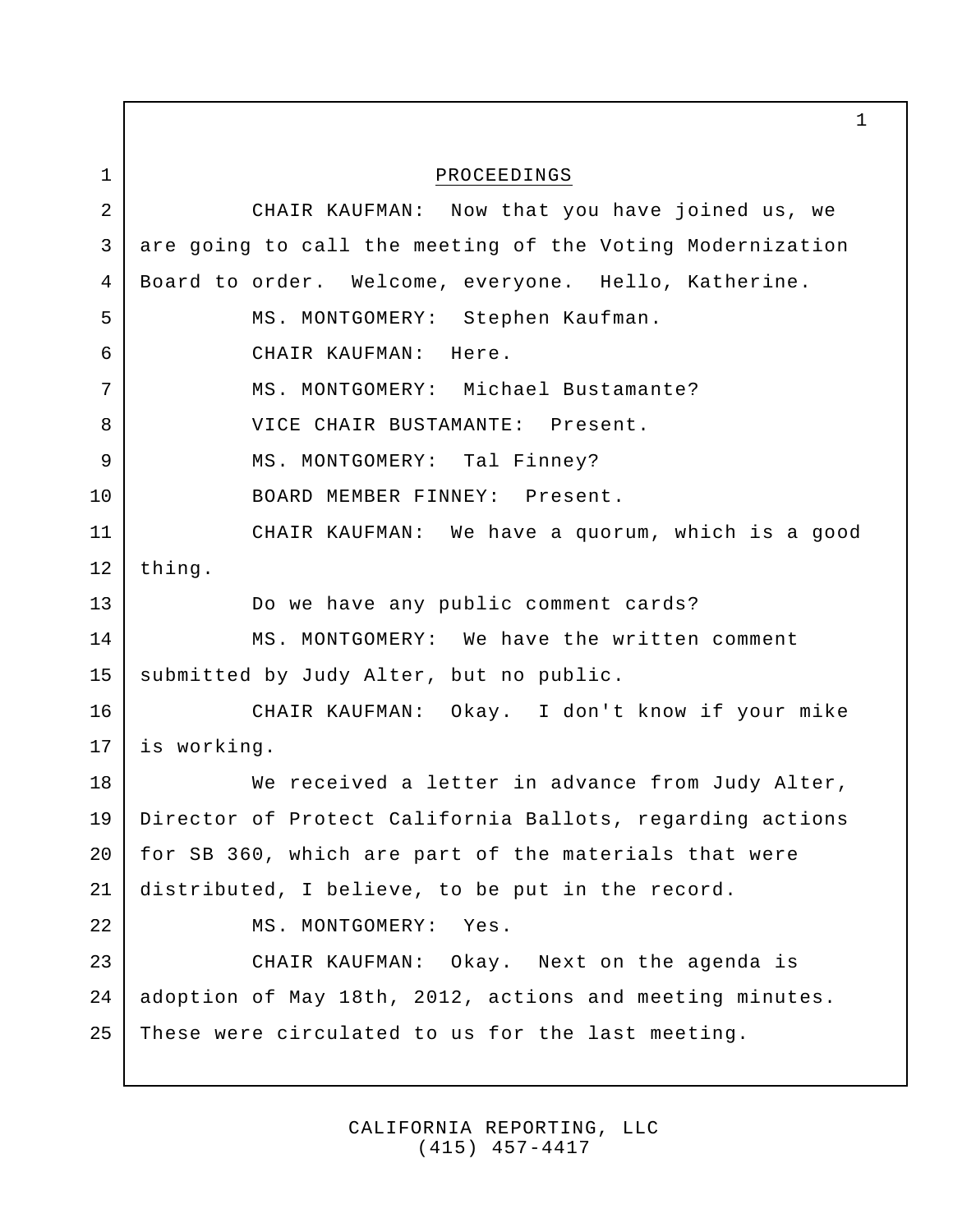PROCEEDINGS

CHAIR KAUFMAN: Now that you have joined us, we are going to call the meeting of the Voting Modernization Board to order. Welcome, everyone. Hello, Katherine.

MS. MONTGOMERY: Stephen Kaufman.

CHAIR KAUFMAN: Here.

MS. MONTGOMERY: Michael Bustamante?

VICE CHAIR BUSTAMANTE: Present.

MS. MONTGOMERY: Tal Finney?

BOARD MEMBER FINNEY: Present.

CHAIR KAUFMAN: We have a quorum, which is a good thing.

Do we have any public comment cards?

MS. MONTGOMERY: We have the written comment submitted by Judy Alter, but no public.

CHAIR KAUFMAN: Okay. I don't know if your mike is working.

We received a letter in advance from Judy Alter, Director of Protect California Ballots, regarding actions for SB 360, which are part of the materials that were distributed, I believe, to be put in the record.

MS. MONTGOMERY: Yes.

CHAIR KAUFMAN: Okay. Next on the agenda is adoption of May 18th, 2012, actions and meeting minutes. These were circulated to us for the last meeting.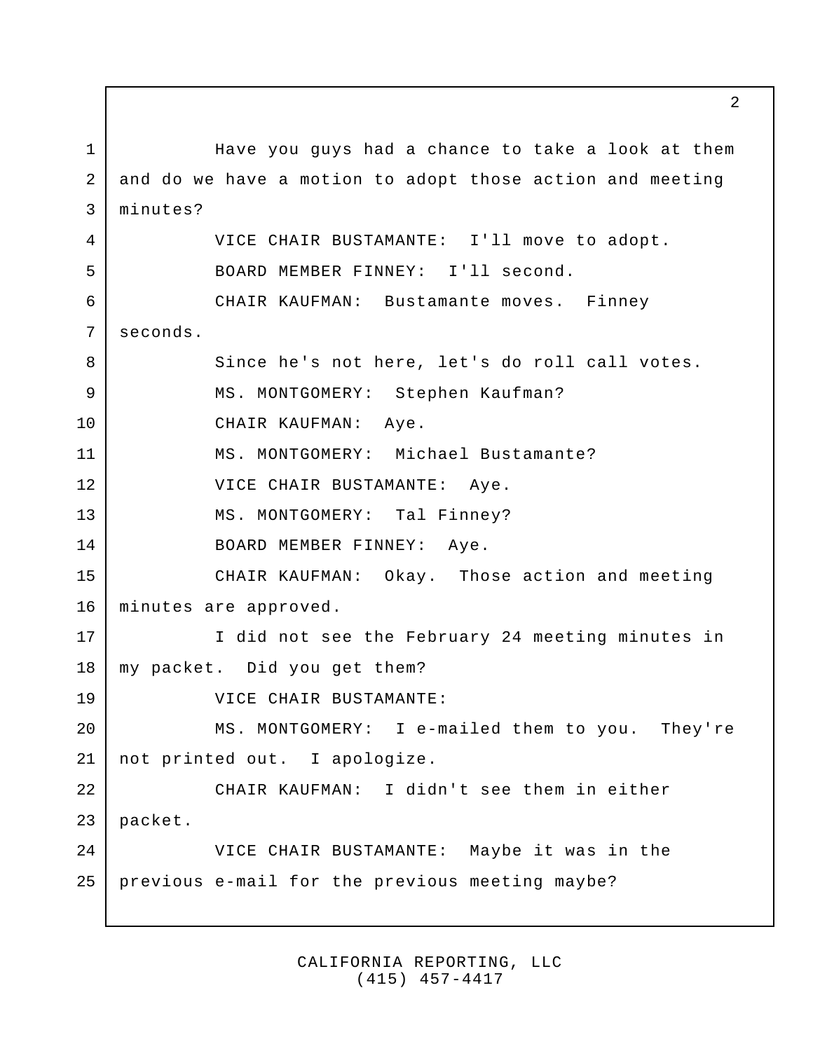Have you guys had a chance to take a look at them and do we have a motion to adopt those action and meeting minutes?

VICE CHAIR BUSTAMANTE: I'll move to adopt.

BOARD MEMBER FINNEY: I'll second.

CHAIR KAUFMAN: Bustamante moves. Finney seconds.

Since he's not here, let's do roll call votes.

MS. MONTGOMERY: Stephen Kaufman?

CHAIR KAUFMAN: Aye.

MS. MONTGOMERY: Michael Bustamante?

VICE CHAIR BUSTAMANTE: Aye.

MS. MONTGOMERY: Tal Finney?

BOARD MEMBER FINNEY: Aye.

CHAIR KAUFMAN: Okay. Those action and meeting minutes are approved.

I did not see the February 24 meeting minutes in my packet. Did you get them?

VICE CHAIR BUSTAMANTE:

MS. MONTGOMERY: I e-mailed them to you. They're not printed out. I apologize.

CHAIR KAUFMAN: I didn't see them in either packet.

VICE CHAIR BUSTAMANTE: Maybe it was in the previous e-mail for the previous meeting maybe?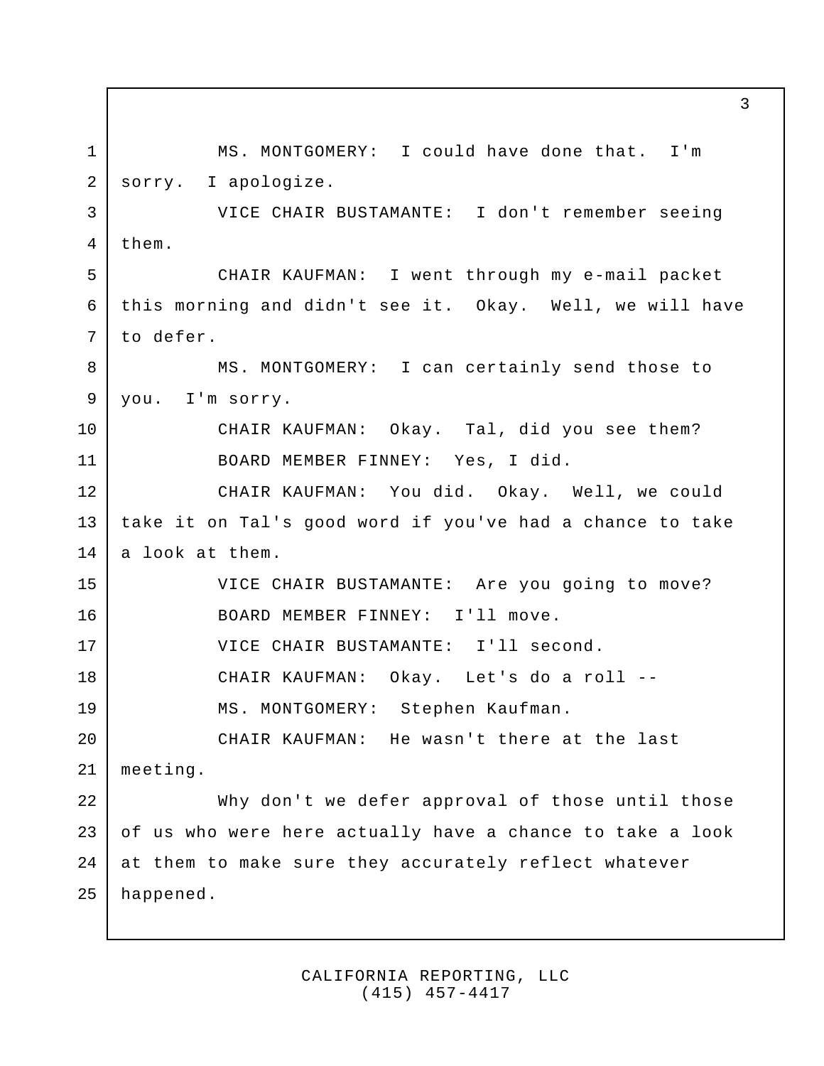MS. MONTGOMERY: I could have done that. I'm sorry. I apologize.

VICE CHAIR BUSTAMANTE: I don't remember seeing them.

CHAIR KAUFMAN: I went through my e-mail packet this morning and didn't see it. Okay. Well, we will have to defer.

MS. MONTGOMERY: I can certainly send those to you. I'm sorry.

CHAIR KAUFMAN: Okay. Tal, did you see them?

BOARD MEMBER FINNEY: Yes, I did.

CHAIR KAUFMAN: You did. Okay. Well, we could take it on Tal's good word if you've had a chance to take a look at them.

VICE CHAIR BUSTAMANTE: Are you going to move?

BOARD MEMBER FINNEY: I'll move.

VICE CHAIR BUSTAMANTE: I'll second.

CHAIR KAUFMAN: Okay. Let's do a roll --

MS. MONTGOMERY: Stephen Kaufman.

CHAIR KAUFMAN: He wasn't there at the last meeting.

Why don't we defer approval of those until those of us who were here actually have a chance to take a look at them to make sure they accurately reflect whatever happened.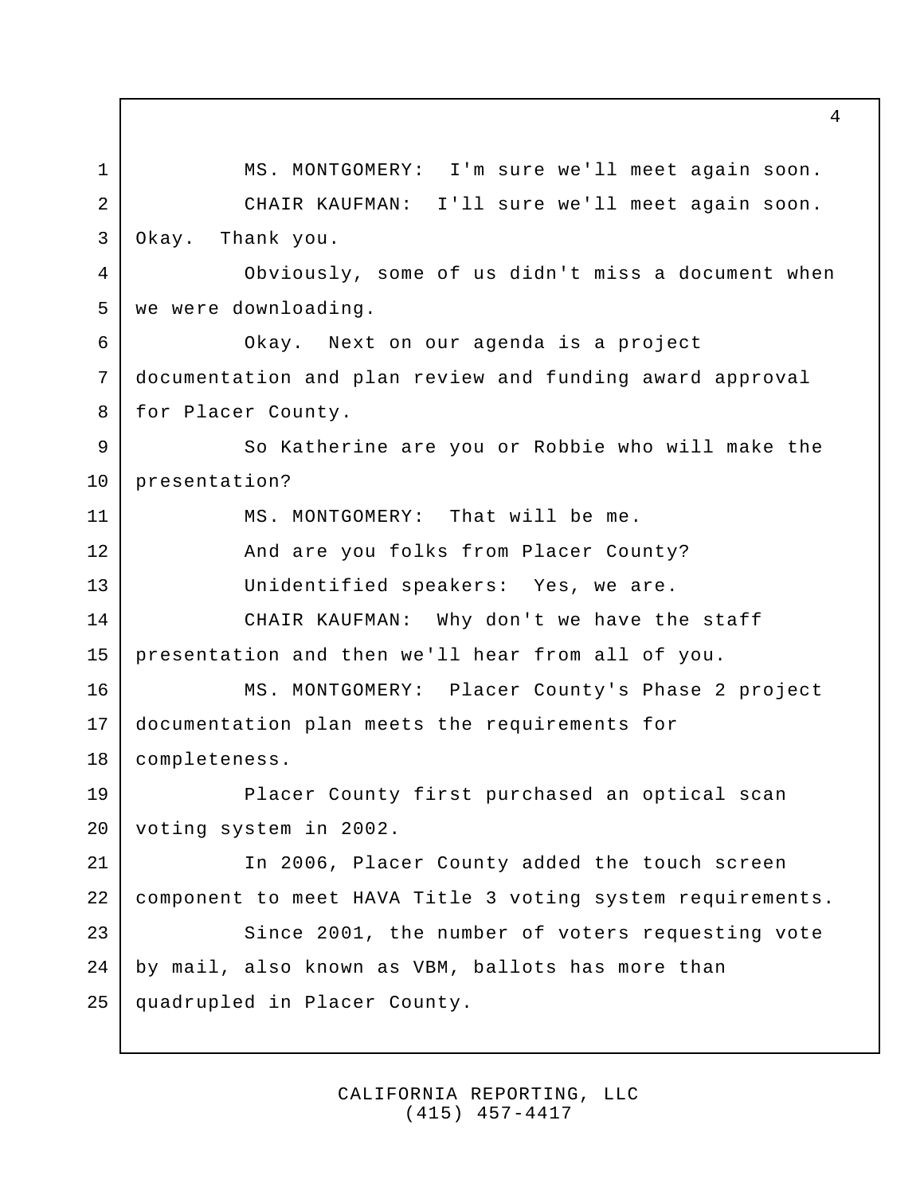MS. MONTGOMERY: I'm sure we'll meet again soon.

CHAIR KAUFMAN: I'll sure we'll meet again soon. Okay. Thank you.

Obviously, some of us didn't miss a document when we were downloading.

Okay. Next on our agenda is a project documentation and plan review and funding award approval for Placer County.

So Katherine are you or Robbie who will make the presentation?

MS. MONTGOMERY: That will be me.

And are you folks from Placer County?

Unidentified speakers: Yes, we are.

CHAIR KAUFMAN: Why don't we have the staff presentation and then we'll hear from all of you.

MS. MONTGOMERY: Placer County's Phase 2 project documentation plan meets the requirements for completeness.

Placer County first purchased an optical scan voting system in 2002.

In 2006, Placer County added the touch screen component to meet HAVA Title 3 voting system requirements.

Since 2001, the number of voters requesting vote by mail, also known as VBM, ballots has more than quadrupled in Placer County.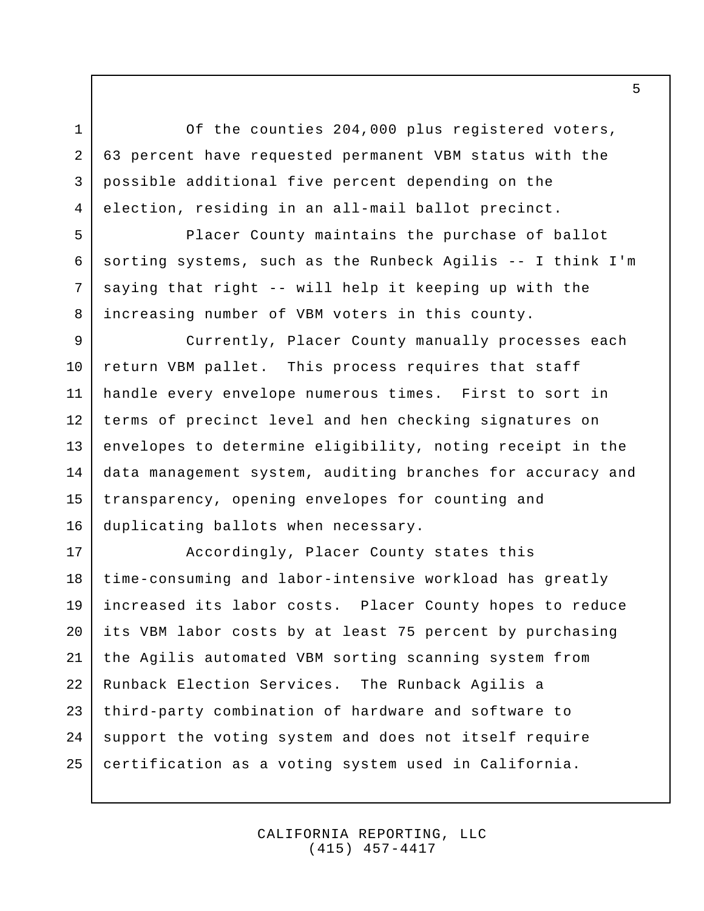Of the counties 204,000 plus registered voters, 63 percent have requested permanent VBM status with the possible additional five percent depending on the election, residing in an all-mail ballot precinct.

Placer County maintains the purchase of ballot sorting systems, such as the Runbeck Agilis -- I think I'm saying that right -- will help it keeping up with the increasing number of VBM voters in this county.

Currently, Placer County manually processes each return VBM pallet. This process requires that staff handle every envelope numerous times. First to sort in terms of precinct level and hen checking signatures on envelopes to determine eligibility, noting receipt in the data management system, auditing branches for accuracy and transparency, opening envelopes for counting and duplicating ballots when necessary.

Accordingly, Placer County states this time-consuming and labor-intensive workload has greatly increased its labor costs. Placer County hopes to reduce its VBM labor costs by at least 75 percent by purchasing the Agilis automated VBM sorting scanning system from Runback Election Services. The Runback Agilis a third-party combination of hardware and software to support the voting system and does not itself require certification as a voting system used in California.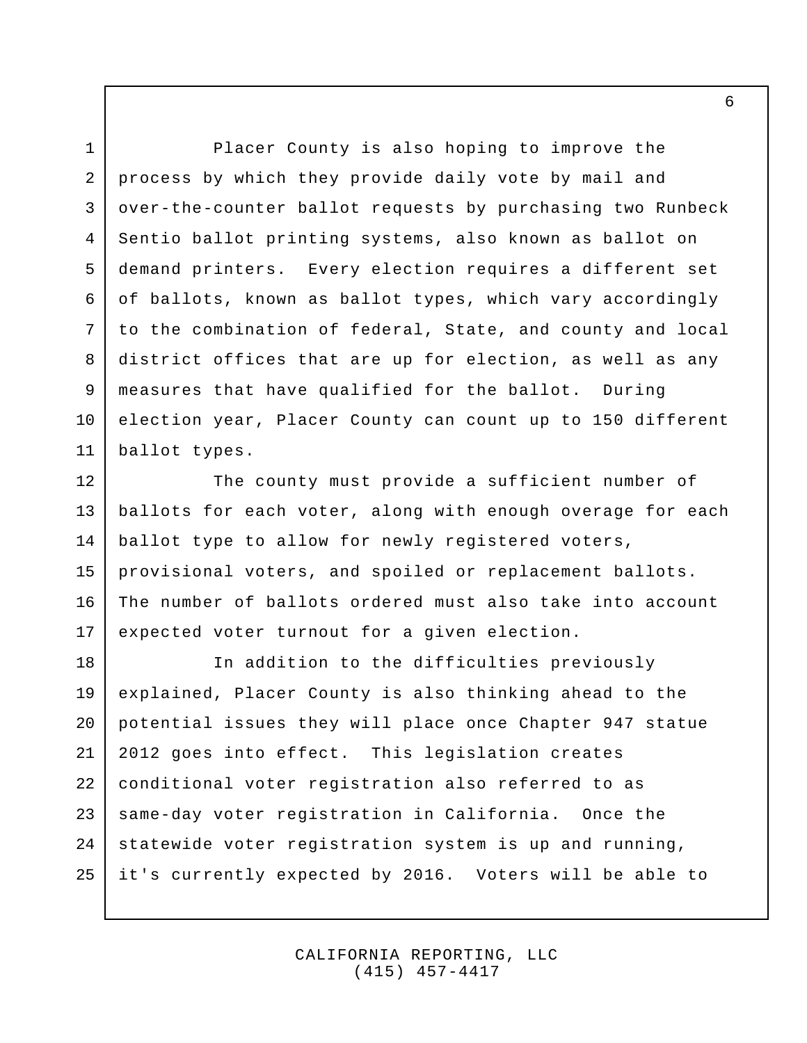Placer County is also hoping to improve the process by which they provide daily vote by mail and over-the-counter ballot requests by purchasing two Runbeck Sentio ballot printing systems, also known as ballot on demand printers. Every election requires a different set of ballots, known as ballot types, which vary accordingly to the combination of federal, State, and county and local district offices that are up for election, as well as any measures that have qualified for the ballot. During election year, Placer County can count up to 150 different ballot types.

The county must provide a sufficient number of ballots for each voter, along with enough overage for each ballot type to allow for newly registered voters, provisional voters, and spoiled or replacement ballots. The number of ballots ordered must also take into account expected voter turnout for a given election.

In addition to the difficulties previously explained, Placer County is also thinking ahead to the potential issues they will place once Chapter 947 statue 2012 goes into effect. This legislation creates conditional voter registration also referred to as same-day voter registration in California. Once the statewide voter registration system is up and running, it's currently expected by 2016. Voters will be able to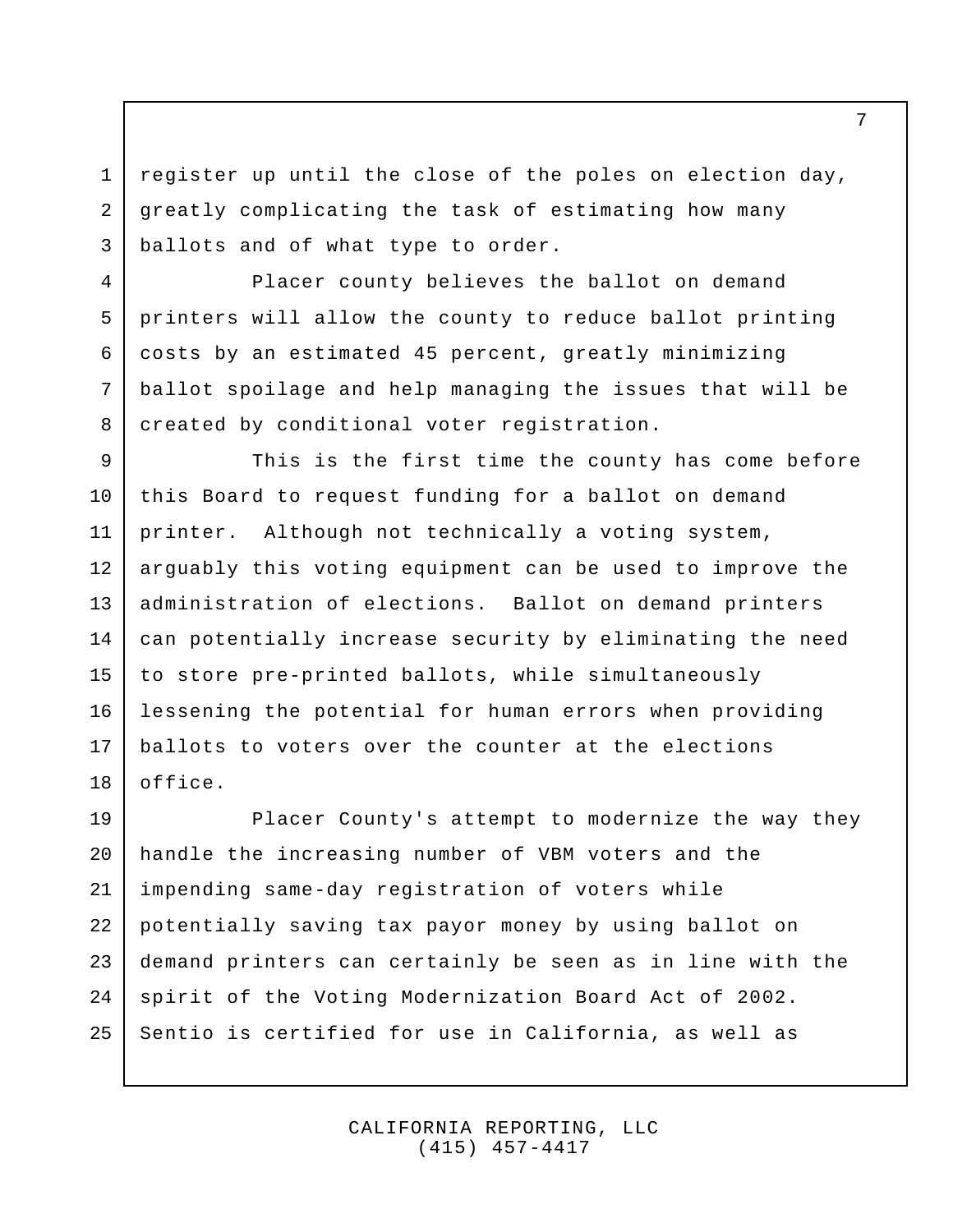register up until the close of the poles on election day, greatly complicating the task of estimating how many ballots and of what type to order.

Placer county believes the ballot on demand printers will allow the county to reduce ballot printing costs by an estimated 45 percent, greatly minimizing ballot spoilage and help managing the issues that will be created by conditional voter registration.

This is the first time the county has come before this Board to request funding for a ballot on demand printer. Although not technically a voting system, arguably this voting equipment can be used to improve the administration of elections. Ballot on demand printers can potentially increase security by eliminating the need to store pre-printed ballots, while simultaneously lessening the potential for human errors when providing ballots to voters over the counter at the elections office.

Placer County's attempt to modernize the way they handle the increasing number of VBM voters and the impending same-day registration of voters while potentially saving tax payor money by using ballot on demand printers can certainly be seen as in line with the spirit of the Voting Modernization Board Act of 2002. Sentio is certified for use in California, as well as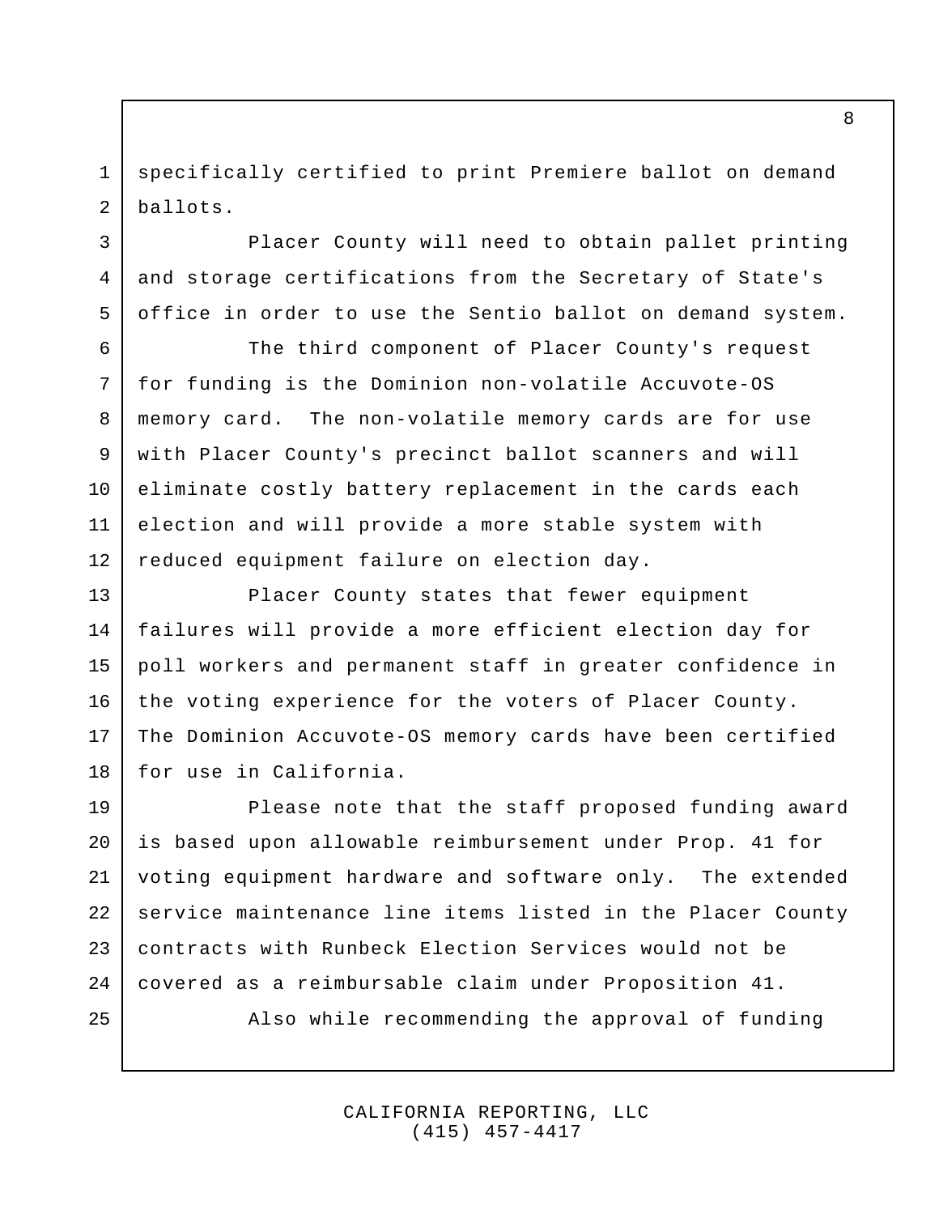specifically certified to print Premiere ballot on demand ballots.

Placer County will need to obtain pallet printing and storage certifications from the Secretary of State's office in order to use the Sentio ballot on demand system.

The third component of Placer County's request for funding is the Dominion non-volatile Accuvote-OS memory card. The non-volatile memory cards are for use with Placer County's precinct ballot scanners and will eliminate costly battery replacement in the cards each election and will provide a more stable system with reduced equipment failure on election day.

Placer County states that fewer equipment failures will provide a more efficient election day for poll workers and permanent staff in greater confidence in the voting experience for the voters of Placer County. The Dominion Accuvote-OS memory cards have been certified for use in California.

Please note that the staff proposed funding award is based upon allowable reimbursement under Prop. 41 for voting equipment hardware and software only. The extended service maintenance line items listed in the Placer County contracts with Runbeck Election Services would not be covered as a reimbursable claim under Proposition 41.

Also while recommending the approval of funding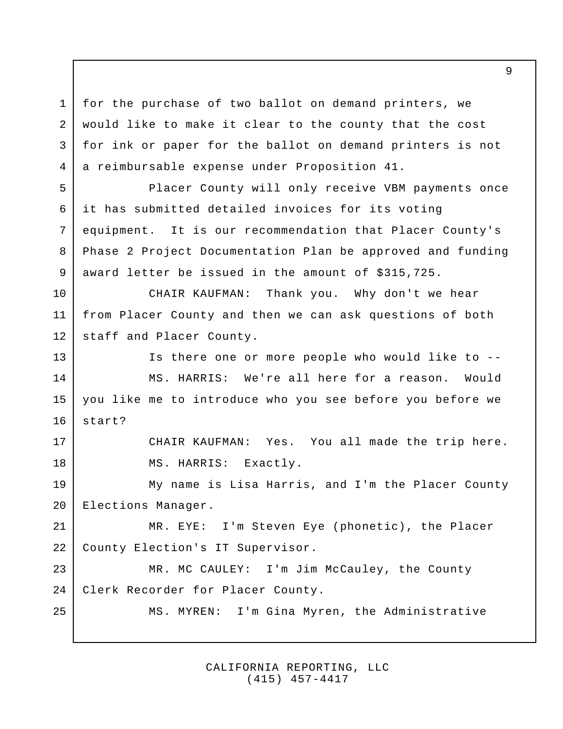for the purchase of two ballot on demand printers, we would like to make it clear to the county that the cost for ink or paper for the ballot on demand printers is not a reimbursable expense under Proposition 41.

Placer County will only receive VBM payments once it has submitted detailed invoices for its voting equipment. It is our recommendation that Placer County's Phase 2 Project Documentation Plan be approved and funding award letter be issued in the amount of $315,725.

CHAIR KAUFMAN: Thank you. Why don't we hear from Placer County and then we can ask questions of both staff and Placer County.

Is there one or more people who would like to --

MS. HARRIS: We're all here for a reason. Would you like me to introduce who you see before you before we start?

CHAIR KAUFMAN: Yes. You all made the trip here.

MS. HARRIS: Exactly.

My name is Lisa Harris, and I'm the Placer County Elections Manager.

MR. EYE: I'm Steven Eye (phonetic), the Placer County Election's IT Supervisor.

MR. MC CAULEY: I'm Jim McCauley, the County Clerk Recorder for Placer County.

MS. MYREN: I'm Gina Myren, the Administrative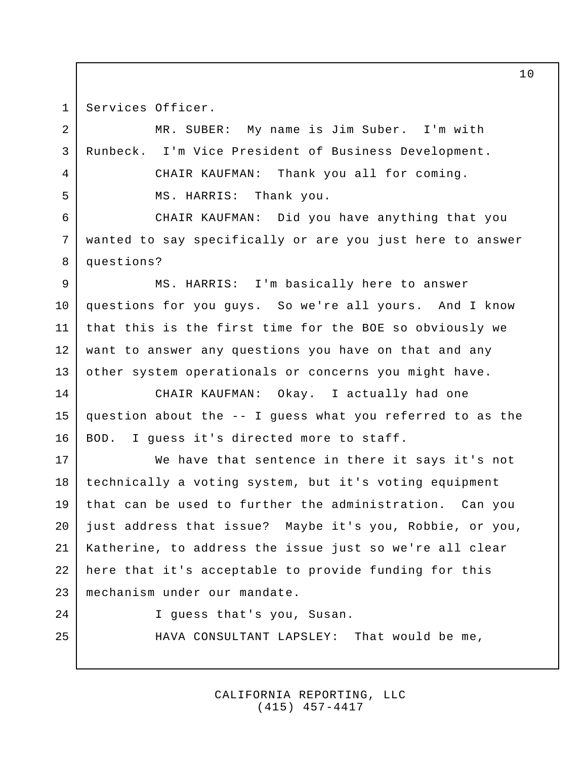Services Officer.

MR. SUBER: My name is Jim Suber. I'm with Runbeck. I'm Vice President of Business Development.

CHAIR KAUFMAN: Thank you all for coming.

MS. HARRIS: Thank you.

CHAIR KAUFMAN: Did you have anything that you wanted to say specifically or are you just here to answer questions?

MS. HARRIS: I'm basically here to answer questions for you guys. So we're all yours. And I know that this is the first time for the BOE so obviously we want to answer any questions you have on that and any other system operationals or concerns you might have.

CHAIR KAUFMAN: Okay. I actually had one question about the -- I guess what you referred to as the BOD. I guess it's directed more to staff.

We have that sentence in there it says it's not technically a voting system, but it's voting equipment that can be used to further the administration. Can you just address that issue? Maybe it's you, Robbie, or you, Katherine, to address the issue just so we're all clear here that it's acceptable to provide funding for this mechanism under our mandate.

I guess that's you, Susan.

HAVA CONSULTANT LAPSLEY: That would be me,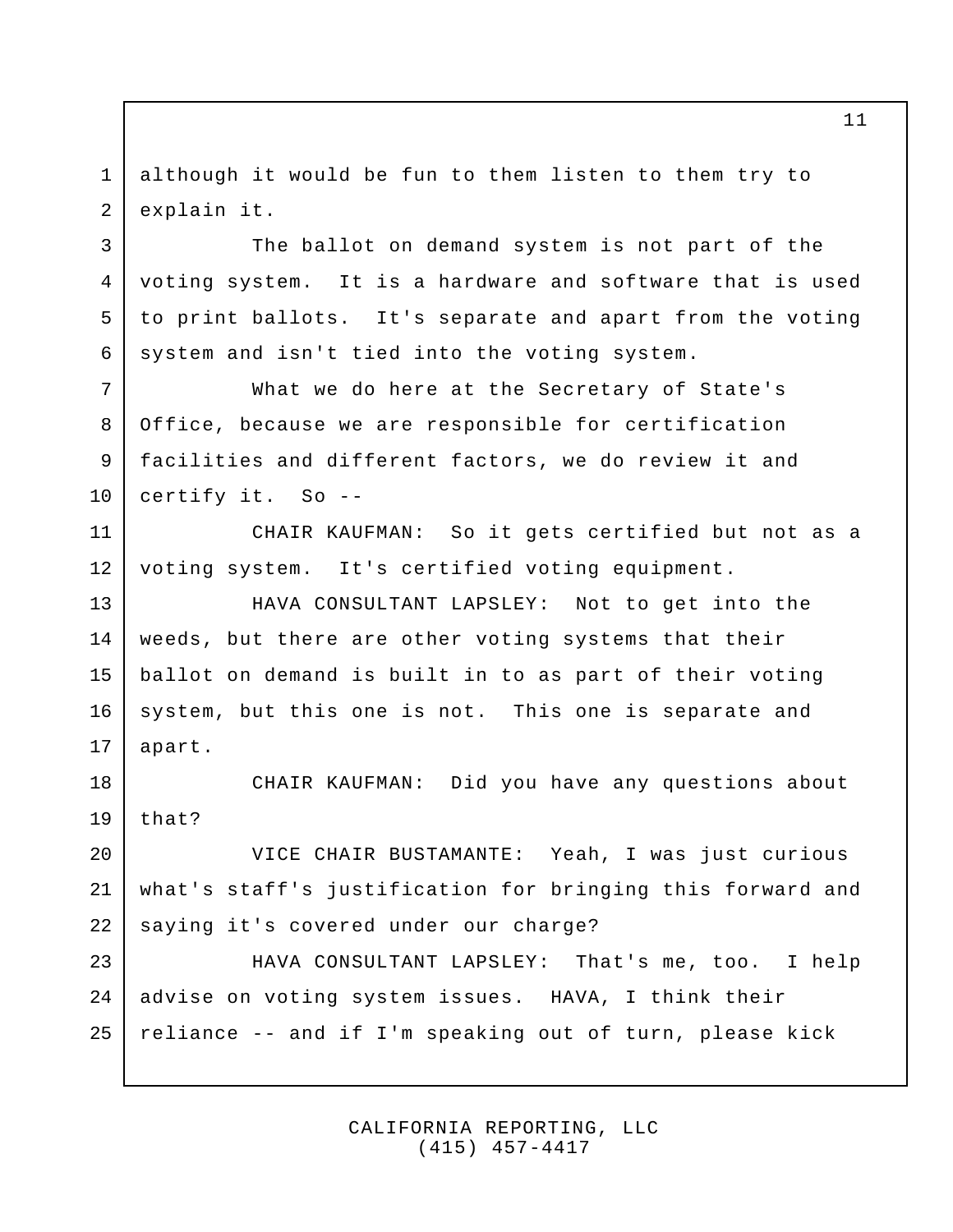although it would be fun to them listen to them try to explain it.

The ballot on demand system is not part of the voting system. It is a hardware and software that is used to print ballots. It's separate and apart from the voting system and isn't tied into the voting system.

What we do here at the Secretary of State's Office, because we are responsible for certification facilities and different factors, we do review it and certify it. So --

CHAIR KAUFMAN: So it gets certified but not as a voting system. It's certified voting equipment.

HAVA CONSULTANT LAPSLEY: Not to get into the weeds, but there are other voting systems that their ballot on demand is built in to as part of their voting system, but this one is not. This one is separate and apart.

CHAIR KAUFMAN: Did you have any questions about that?

VICE CHAIR BUSTAMANTE: Yeah, I was just curious what's staff's justification for bringing this forward and saying it's covered under our charge?

HAVA CONSULTANT LAPSLEY: That's me, too. I help advise on voting system issues. HAVA, I think their reliance -- and if I'm speaking out of turn, please kick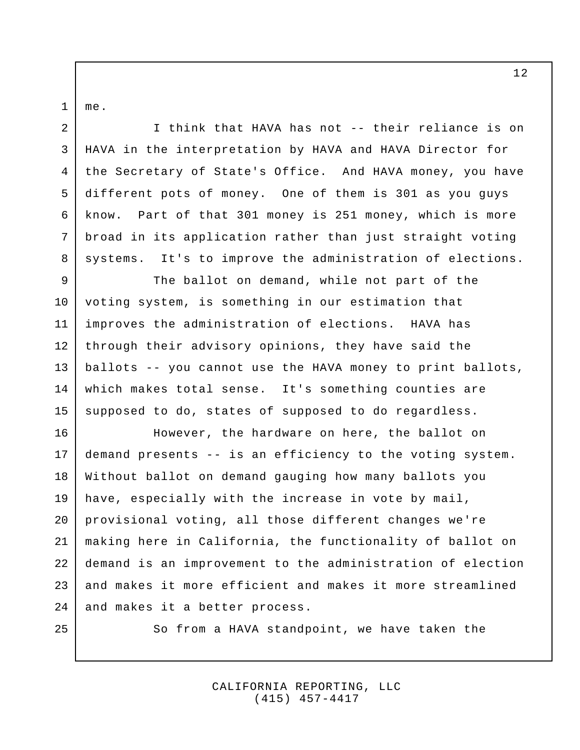me.

I think that HAVA has not -- their reliance is on HAVA in the interpretation by HAVA and HAVA Director for the Secretary of State's Office. And HAVA money, you have different pots of money. One of them is 301 as you guys know. Part of that 301 money is 251 money, which is more broad in its application rather than just straight voting systems. It's to improve the administration of elections.

The ballot on demand, while not part of the voting system, is something in our estimation that improves the administration of elections. HAVA has through their advisory opinions, they have said the ballots -- you cannot use the HAVA money to print ballots, which makes total sense. It's something counties are supposed to do, states of supposed to do regardless.

However, the hardware on here, the ballot on demand presents -- is an efficiency to the voting system. Without ballot on demand gauging how many ballots you have, especially with the increase in vote by mail, provisional voting, all those different changes we're making here in California, the functionality of ballot on demand is an improvement to the administration of election and makes it more efficient and makes it more streamlined and makes it a better process.

So from a HAVA standpoint, we have taken the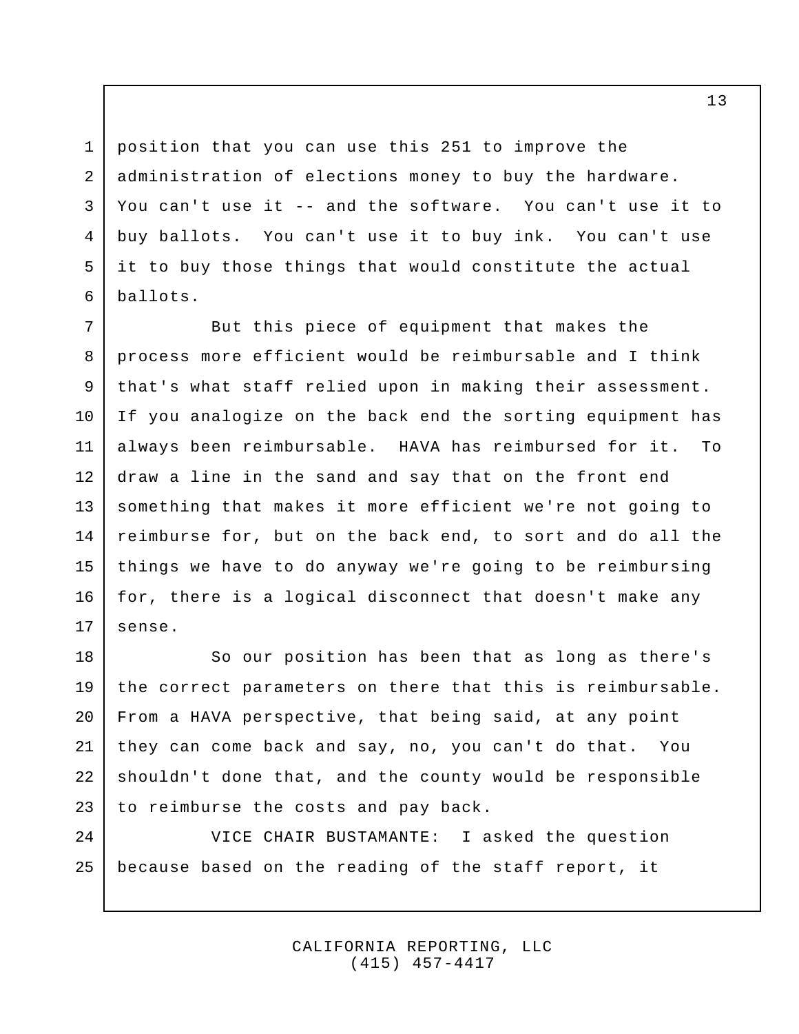position that you can use this 251 to improve the administration of elections money to buy the hardware. You can't use it -- and the software. You can't use it to buy ballots. You can't use it to buy ink. You can't use it to buy those things that would constitute the actual ballots.

But this piece of equipment that makes the process more efficient would be reimbursable and I think that's what staff relied upon in making their assessment. If you analogize on the back end the sorting equipment has always been reimbursable. HAVA has reimbursed for it. To draw a line in the sand and say that on the front end something that makes it more efficient we're not going to reimburse for, but on the back end, to sort and do all the things we have to do anyway we're going to be reimbursing for, there is a logical disconnect that doesn't make any sense.

So our position has been that as long as there's the correct parameters on there that this is reimbursable. From a HAVA perspective, that being said, at any point they can come back and say, no, you can't do that. You shouldn't done that, and the county would be responsible to reimburse the costs and pay back.

VICE CHAIR BUSTAMANTE: I asked the question because based on the reading of the staff report, it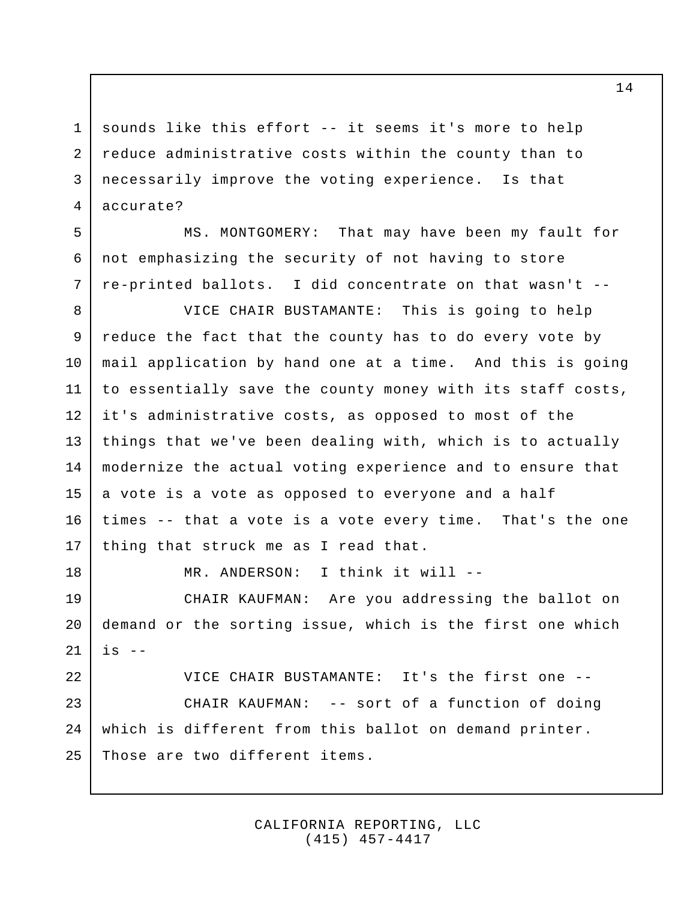sounds like this effort -- it seems it's more to help reduce administrative costs within the county than to necessarily improve the voting experience. Is that accurate?

MS. MONTGOMERY: That may have been my fault for not emphasizing the security of not having to store re-printed ballots. I did concentrate on that wasn't --

VICE CHAIR BUSTAMANTE: This is going to help reduce the fact that the county has to do every vote by mail application by hand one at a time. And this is going to essentially save the county money with its staff costs, it's administrative costs, as opposed to most of the things that we've been dealing with, which is to actually modernize the actual voting experience and to ensure that a vote is a vote as opposed to everyone and a half times -- that a vote is a vote every time. That's the one thing that struck me as I read that.

MR. ANDERSON: I think it will --

CHAIR KAUFMAN: Are you addressing the ballot on demand or the sorting issue, which is the first one which is --

VICE CHAIR BUSTAMANTE: It's the first one --

CHAIR KAUFMAN: -- sort of a function of doing which is different from this ballot on demand printer. Those are two different items.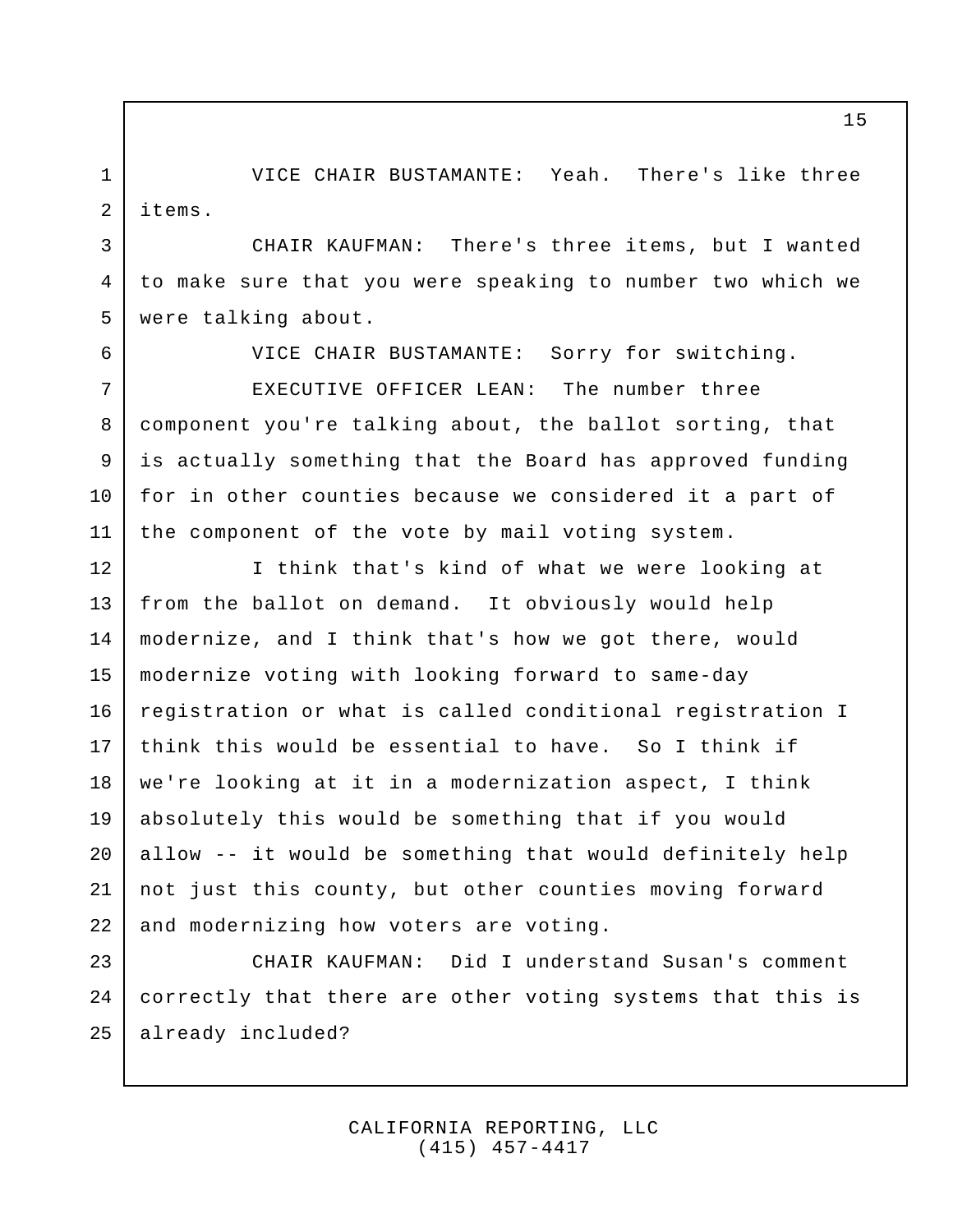VICE CHAIR BUSTAMANTE: Yeah. There's like three items.

CHAIR KAUFMAN: There's three items, but I wanted to make sure that you were speaking to number two which we were talking about.

VICE CHAIR BUSTAMANTE: Sorry for switching.

EXECUTIVE OFFICER LEAN: The number three component you're talking about, the ballot sorting, that is actually something that the Board has approved funding for in other counties because we considered it a part of the component of the vote by mail voting system.

I think that's kind of what we were looking at from the ballot on demand. It obviously would help modernize, and I think that's how we got there, would modernize voting with looking forward to same-day registration or what is called conditional registration I think this would be essential to have. So I think if we're looking at it in a modernization aspect, I think absolutely this would be something that if you would allow -- it would be something that would definitely help not just this county, but other counties moving forward and modernizing how voters are voting.

CHAIR KAUFMAN: Did I understand Susan's comment correctly that there are other voting systems that this is already included?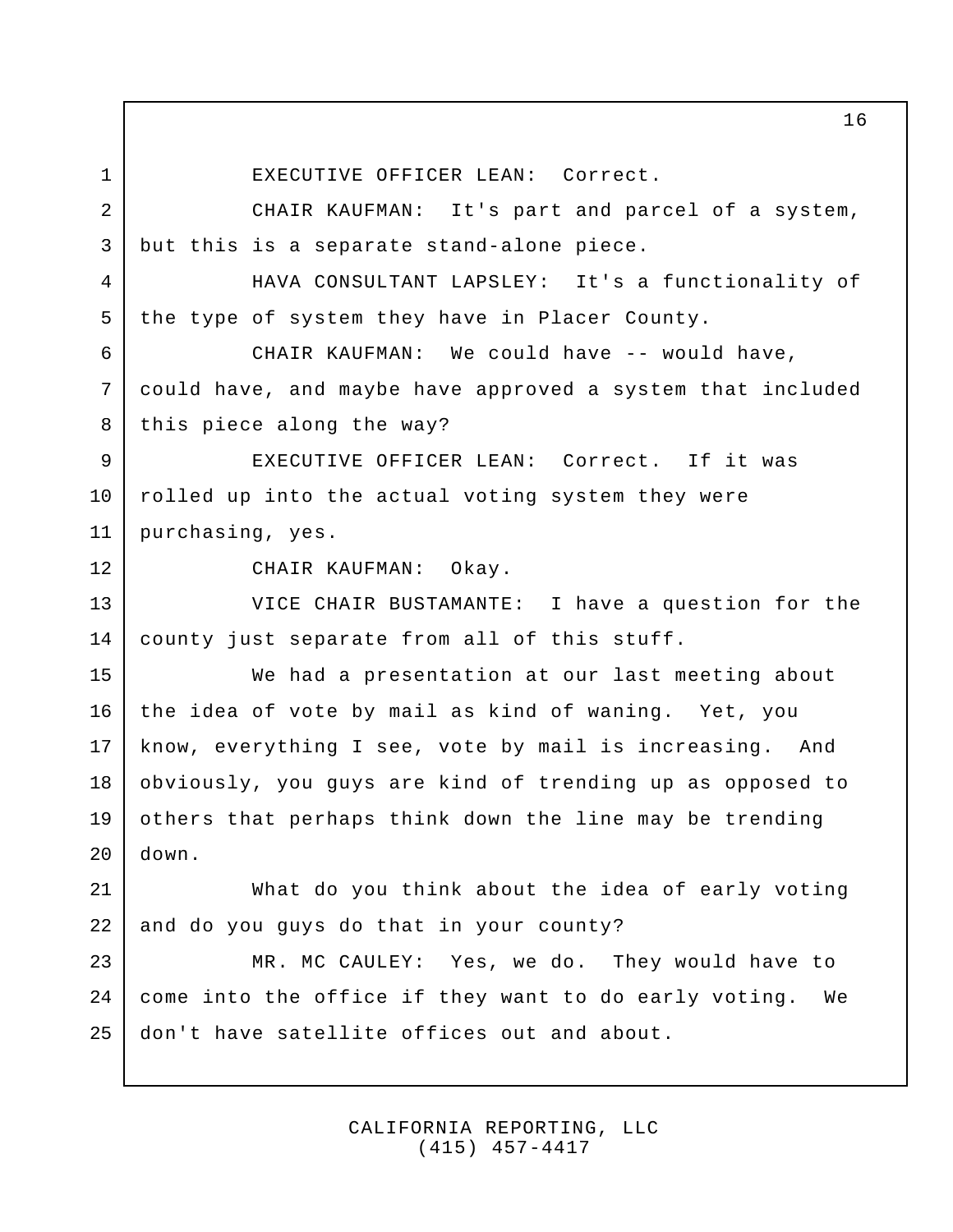EXECUTIVE OFFICER LEAN: Correct.

CHAIR KAUFMAN: It's part and parcel of a system, but this is a separate stand-alone piece.

HAVA CONSULTANT LAPSLEY: It's a functionality of the type of system they have in Placer County.

CHAIR KAUFMAN: We could have -- would have, could have, and maybe have approved a system that included this piece along the way?

EXECUTIVE OFFICER LEAN: Correct. If it was rolled up into the actual voting system they were purchasing, yes.

CHAIR KAUFMAN: Okay.

VICE CHAIR BUSTAMANTE: I have a question for the county just separate from all of this stuff.

We had a presentation at our last meeting about the idea of vote by mail as kind of waning. Yet, you know, everything I see, vote by mail is increasing. And obviously, you guys are kind of trending up as opposed to others that perhaps think down the line may be trending down.

What do you think about the idea of early voting and do you guys do that in your county?

MR. MC CAULEY: Yes, we do. They would have to come into the office if they want to do early voting. We don't have satellite offices out and about.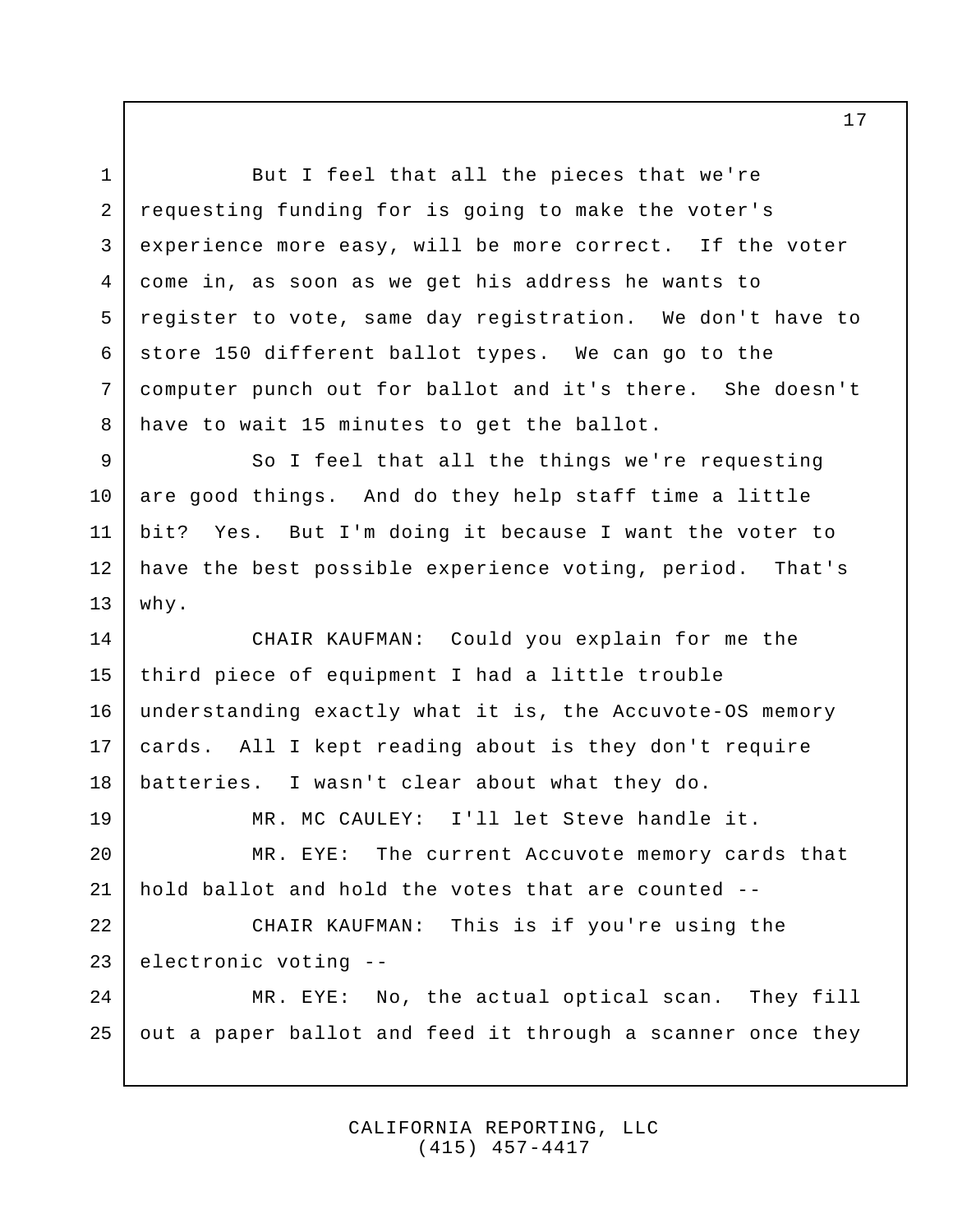But I feel that all the pieces that we're requesting funding for is going to make the voter's experience more easy, will be more correct. If the voter come in, as soon as we get his address he wants to register to vote, same day registration. We don't have to store 150 different ballot types. We can go to the computer punch out for ballot and it's there. She doesn't have to wait 15 minutes to get the ballot.

So I feel that all the things we're requesting are good things. And do they help staff time a little bit? Yes. But I'm doing it because I want the voter to have the best possible experience voting, period. That's why.

CHAIR KAUFMAN: Could you explain for me the third piece of equipment I had a little trouble understanding exactly what it is, the Accuvote-OS memory cards. All I kept reading about is they don't require batteries. I wasn't clear about what they do.

MR. MC CAULEY: I'll let Steve handle it.

MR. EYE: The current Accuvote memory cards that hold ballot and hold the votes that are counted --

CHAIR KAUFMAN: This is if you're using the electronic voting --

MR. EYE: No, the actual optical scan. They fill out a paper ballot and feed it through a scanner once they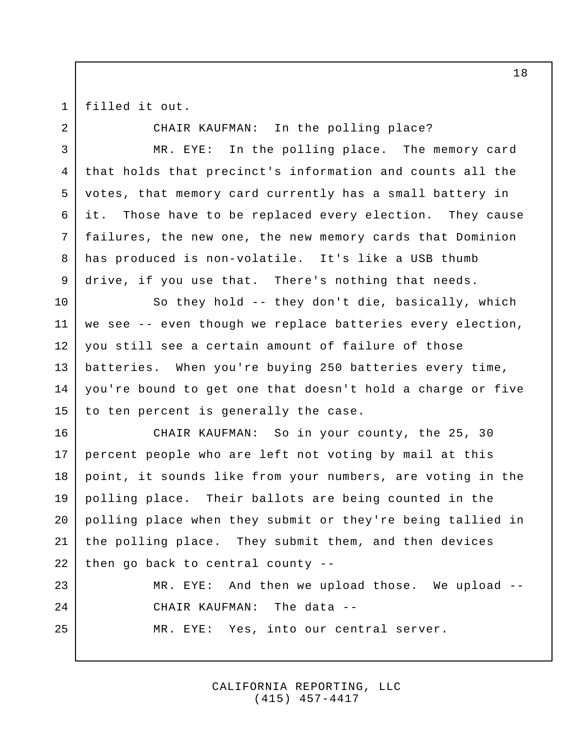filled it out.

CHAIR KAUFMAN: In the polling place?

MR. EYE: In the polling place. The memory card that holds that precinct's information and counts all the votes, that memory card currently has a small battery in it. Those have to be replaced every election. They cause failures, the new one, the new memory cards that Dominion has produced is non-volatile. It's like a USB thumb drive, if you use that. There's nothing that needs.

So they hold -- they don't die, basically, which we see -- even though we replace batteries every election, you still see a certain amount of failure of those batteries. When you're buying 250 batteries every time, you're bound to get one that doesn't hold a charge or five to ten percent is generally the case.

CHAIR KAUFMAN: So in your county, the 25, 30 percent people who are left not voting by mail at this point, it sounds like from your numbers, are voting in the polling place. Their ballots are being counted in the polling place when they submit or they're being tallied in the polling place. They submit them, and then devices then go back to central county --

MR. EYE: And then we upload those. We upload --

CHAIR KAUFMAN: The data --

MR. EYE: Yes, into our central server.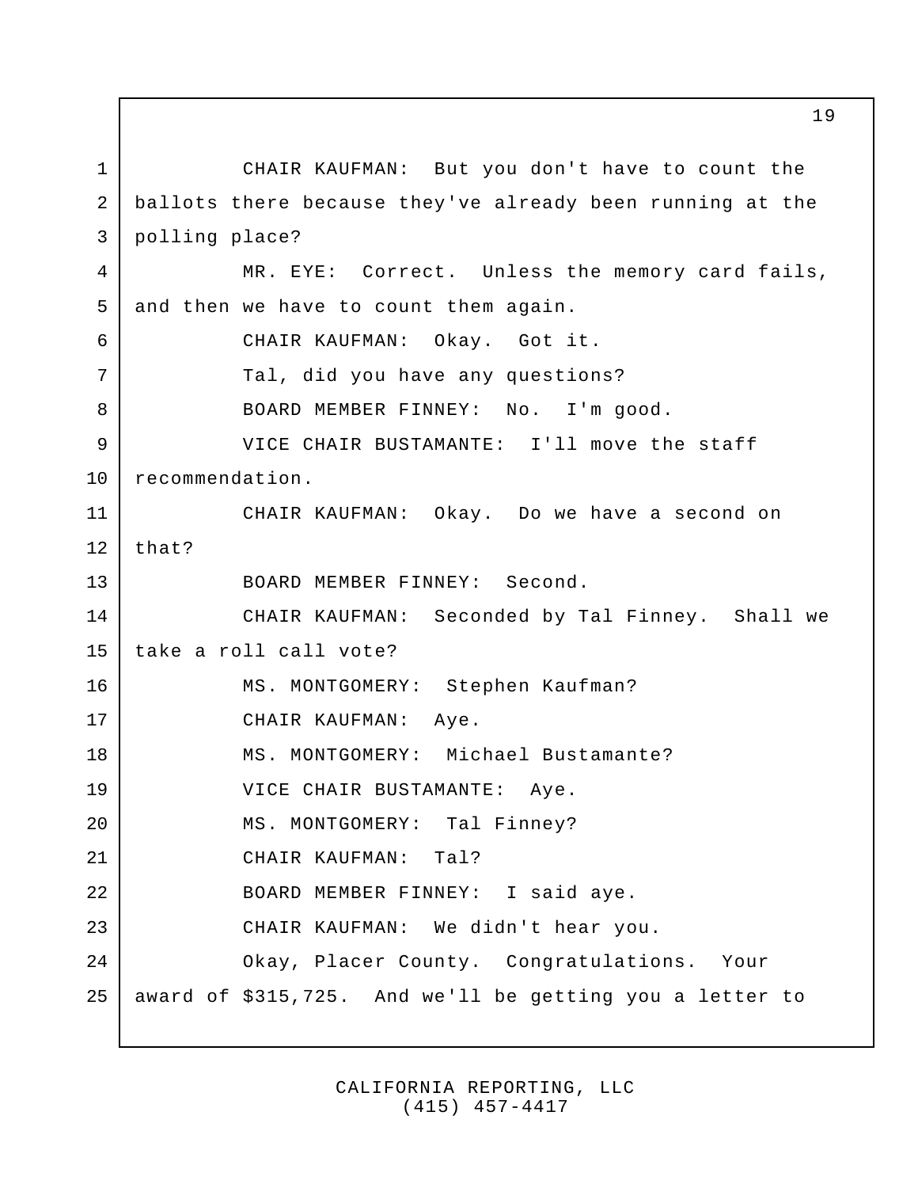CHAIR KAUFMAN: But you don't have to count the ballots there because they've already been running at the polling place?

MR. EYE: Correct. Unless the memory card fails, and then we have to count them again.

CHAIR KAUFMAN: Okay. Got it.

Tal, did you have any questions?

BOARD MEMBER FINNEY: No. I'm good.

VICE CHAIR BUSTAMANTE: I'll move the staff recommendation.

CHAIR KAUFMAN: Okay. Do we have a second on that?

BOARD MEMBER FINNEY: Second.

CHAIR KAUFMAN: Seconded by Tal Finney. Shall we take a roll call vote?

MS. MONTGOMERY: Stephen Kaufman?

CHAIR KAUFMAN: Aye.

MS. MONTGOMERY: Michael Bustamante?

VICE CHAIR BUSTAMANTE: Aye.

MS. MONTGOMERY: Tal Finney?

CHAIR KAUFMAN: Tal?

BOARD MEMBER FINNEY: I said aye.

CHAIR KAUFMAN: We didn't hear you.

Okay, Placer County. Congratulations. Your award of $315,725. And we'll be getting you a letter to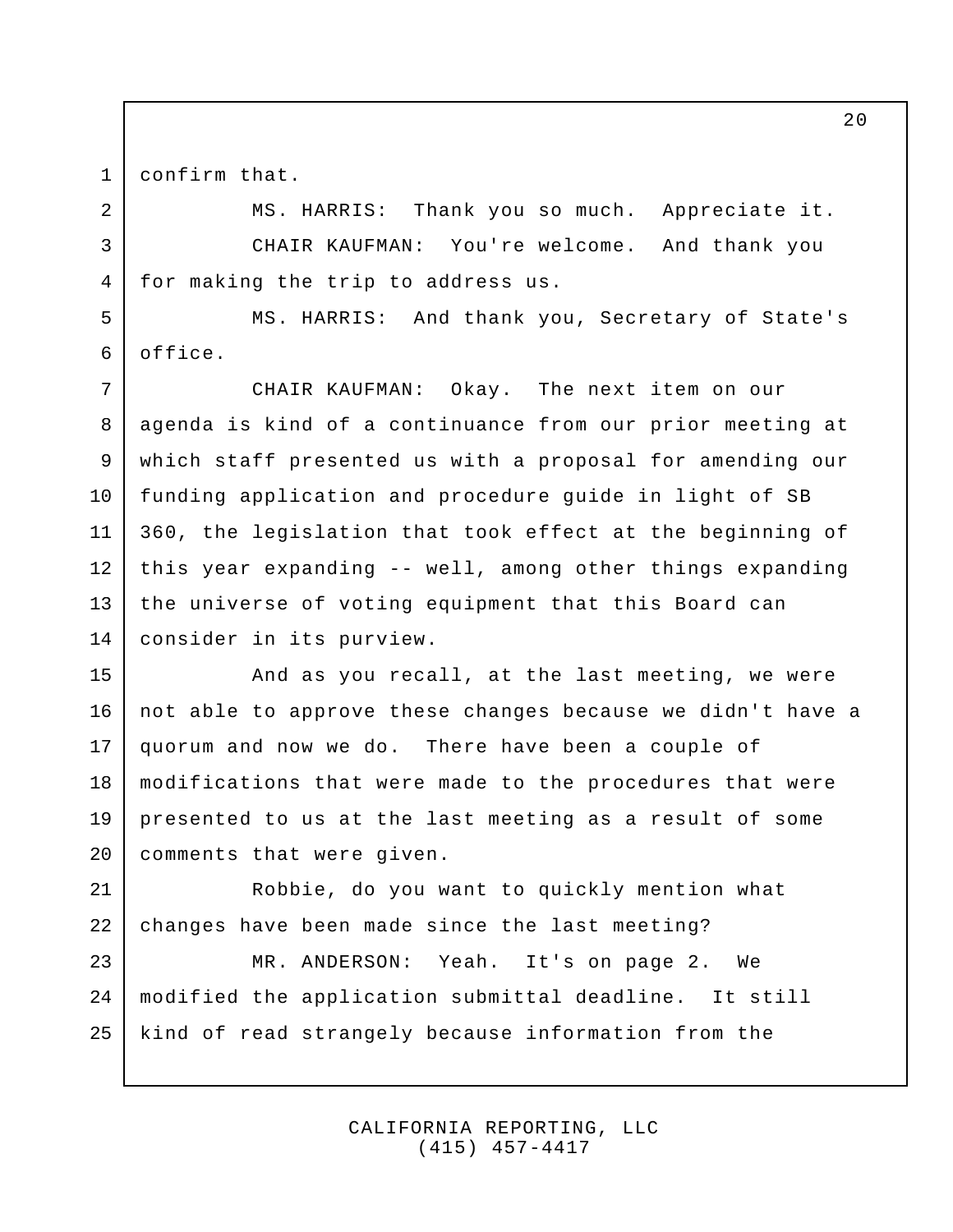confirm that.

MS. HARRIS: Thank you so much. Appreciate it.

CHAIR KAUFMAN: You're welcome. And thank you for making the trip to address us.

MS. HARRIS: And thank you, Secretary of State's office.

CHAIR KAUFMAN: Okay. The next item on our agenda is kind of a continuance from our prior meeting at which staff presented us with a proposal for amending our funding application and procedure guide in light of SB 360, the legislation that took effect at the beginning of this year expanding -- well, among other things expanding the universe of voting equipment that this Board can consider in its purview.

And as you recall, at the last meeting, we were not able to approve these changes because we didn't have a quorum and now we do. There have been a couple of modifications that were made to the procedures that were presented to us at the last meeting as a result of some comments that were given.

Robbie, do you want to quickly mention what changes have been made since the last meeting?

MR. ANDERSON: Yeah. It's on page 2. We modified the application submittal deadline. It still kind of read strangely because information from the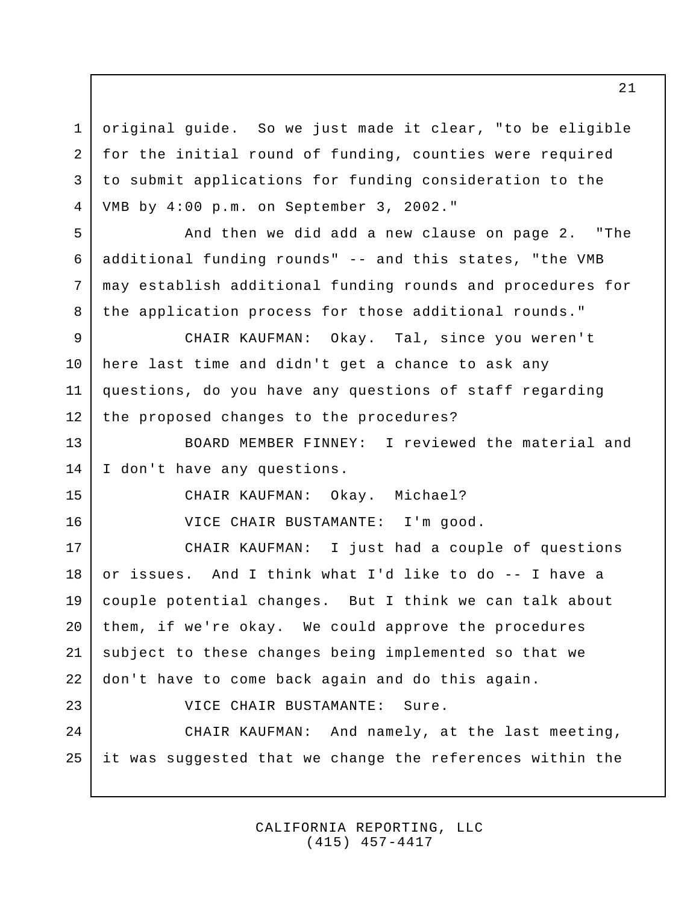original guide. So we just made it clear, "to be eligible for the initial round of funding, counties were required to submit applications for funding consideration to the VMB by 4:00 p.m. on September 3, 2002."

And then we did add a new clause on page 2. "The additional funding rounds" -- and this states, "the VMB may establish additional funding rounds and procedures for the application process for those additional rounds."

CHAIR KAUFMAN: Okay. Tal, since you weren't here last time and didn't get a chance to ask any questions, do you have any questions of staff regarding the proposed changes to the procedures?

BOARD MEMBER FINNEY: I reviewed the material and I don't have any questions.

CHAIR KAUFMAN: Okay. Michael?

VICE CHAIR BUSTAMANTE: I'm good.

CHAIR KAUFMAN: I just had a couple of questions or issues. And I think what I'd like to do -- I have a couple potential changes. But I think we can talk about them, if we're okay. We could approve the procedures subject to these changes being implemented so that we don't have to come back again and do this again.

VICE CHAIR BUSTAMANTE: Sure.

CHAIR KAUFMAN: And namely, at the last meeting, it was suggested that we change the references within the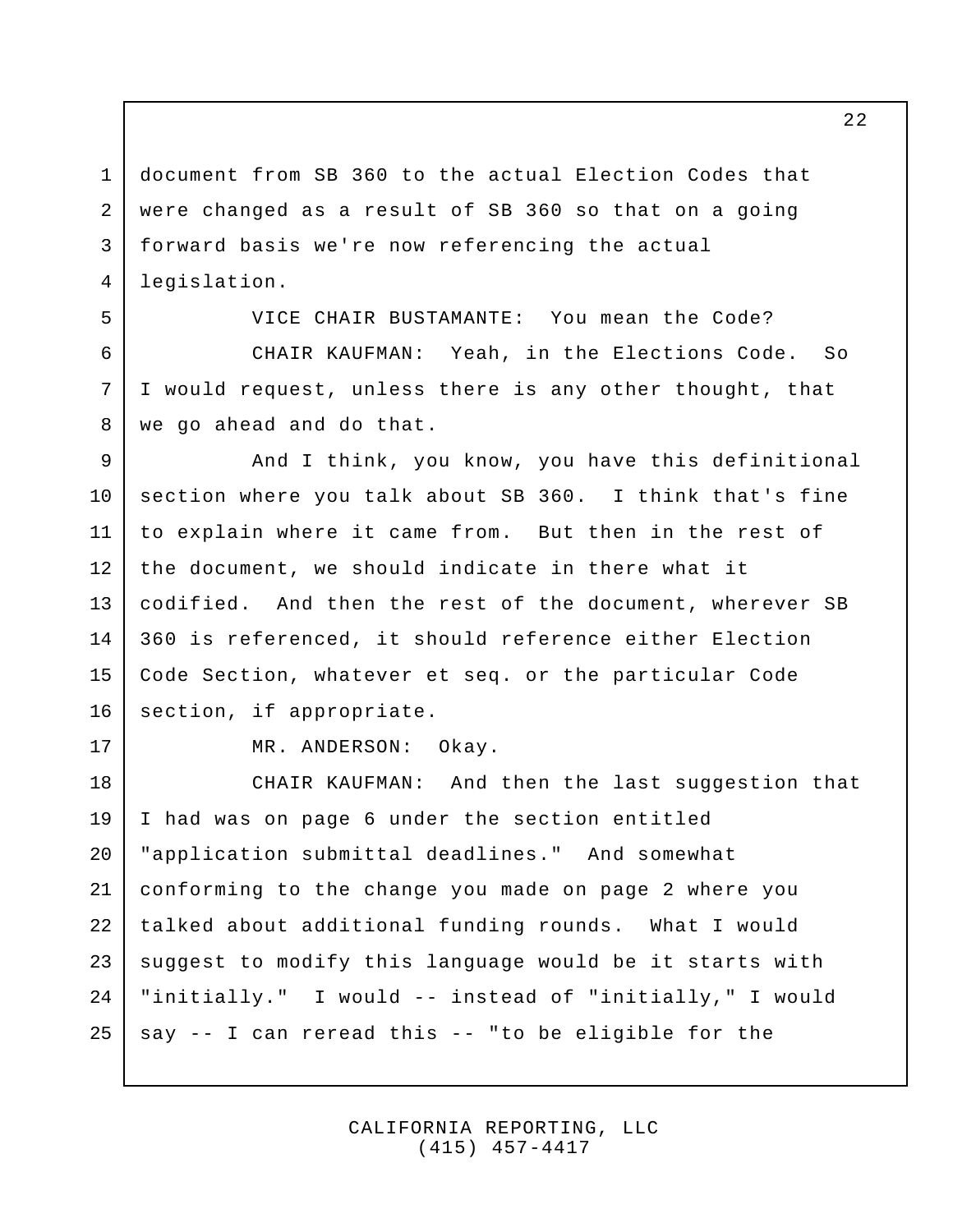document from SB 360 to the actual Election Codes that were changed as a result of SB 360 so that on a going forward basis we're now referencing the actual legislation.

VICE CHAIR BUSTAMANTE: You mean the Code?

CHAIR KAUFMAN: Yeah, in the Elections Code. So I would request, unless there is any other thought, that we go ahead and do that.

And I think, you know, you have this definitional section where you talk about SB 360. I think that's fine to explain where it came from. But then in the rest of the document, we should indicate in there what it codified. And then the rest of the document, wherever SB 360 is referenced, it should reference either Election Code Section, whatever et seq. or the particular Code section, if appropriate.

MR. ANDERSON: Okay.

CHAIR KAUFMAN: And then the last suggestion that I had was on page 6 under the section entitled "application submittal deadlines." And somewhat conforming to the change you made on page 2 where you talked about additional funding rounds. What I would suggest to modify this language would be it starts with "initially." I would -- instead of "initially," I would say -- I can reread this -- "to be eligible for the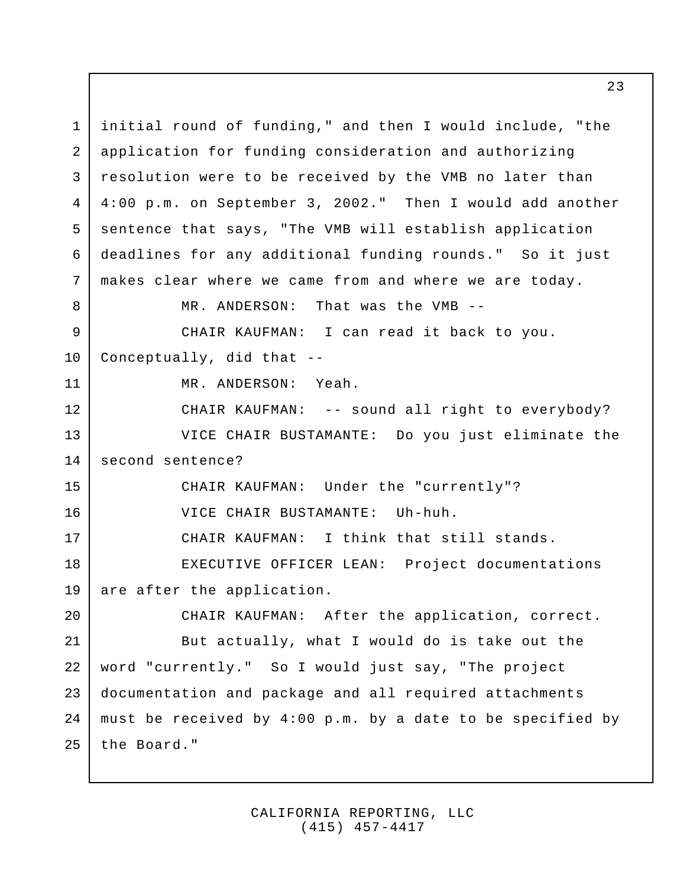initial round of funding," and then I would include, "the application for funding consideration and authorizing resolution were to be received by the VMB no later than 4:00 p.m. on September 3, 2002." Then I would add another sentence that says, "The VMB will establish application deadlines for any additional funding rounds." So it just makes clear where we came from and where we are today.

MR. ANDERSON: That was the VMB --

CHAIR KAUFMAN: I can read it back to you. Conceptually, did that --

MR. ANDERSON: Yeah.

CHAIR KAUFMAN: -- sound all right to everybody?

VICE CHAIR BUSTAMANTE: Do you just eliminate the second sentence?

CHAIR KAUFMAN: Under the "currently"?

VICE CHAIR BUSTAMANTE: Uh-huh.

CHAIR KAUFMAN: I think that still stands.

EXECUTIVE OFFICER LEAN: Project documentations are after the application.

CHAIR KAUFMAN: After the application, correct.

But actually, what I would do is take out the word "currently." So I would just say, "The project documentation and package and all required attachments must be received by 4:00 p.m. by a date to be specified by the Board."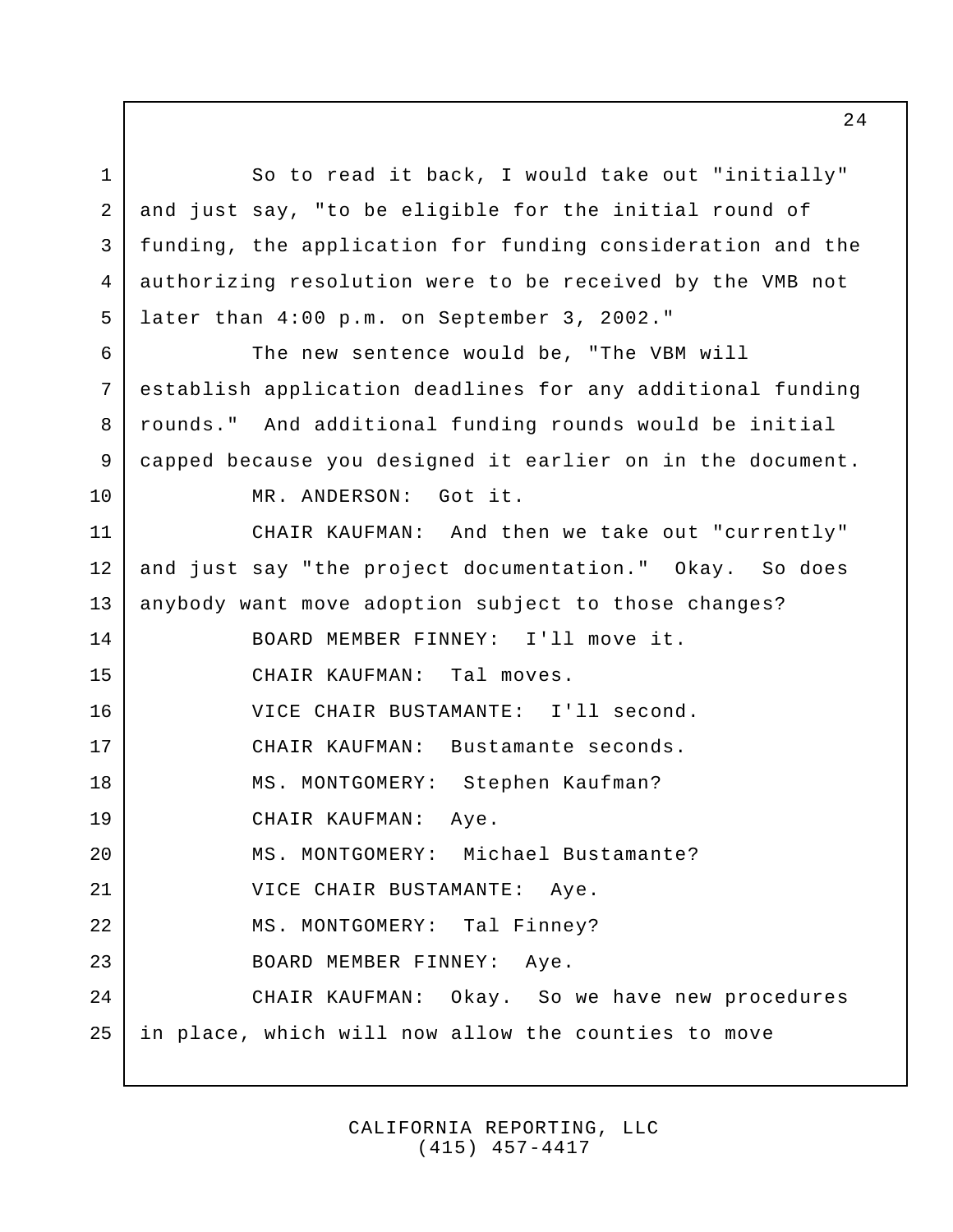So to read it back, I would take out "initially" and just say, "to be eligible for the initial round of funding, the application for funding consideration and the authorizing resolution were to be received by the VMB not later than 4:00 p.m. on September 3, 2002."

The new sentence would be, "The VBM will establish application deadlines for any additional funding rounds." And additional funding rounds would be initial capped because you designed it earlier on in the document.

MR. ANDERSON: Got it.

CHAIR KAUFMAN: And then we take out "currently" and just say "the project documentation." Okay. So does anybody want move adoption subject to those changes?

BOARD MEMBER FINNEY: I'll move it.

CHAIR KAUFMAN: Tal moves.

VICE CHAIR BUSTAMANTE: I'll second.

CHAIR KAUFMAN: Bustamante seconds.

MS. MONTGOMERY: Stephen Kaufman?

CHAIR KAUFMAN: Aye.

MS. MONTGOMERY: Michael Bustamante?

VICE CHAIR BUSTAMANTE: Aye.

MS. MONTGOMERY: Tal Finney?

BOARD MEMBER FINNEY: Aye.

CHAIR KAUFMAN: Okay. So we have new procedures in place, which will now allow the counties to move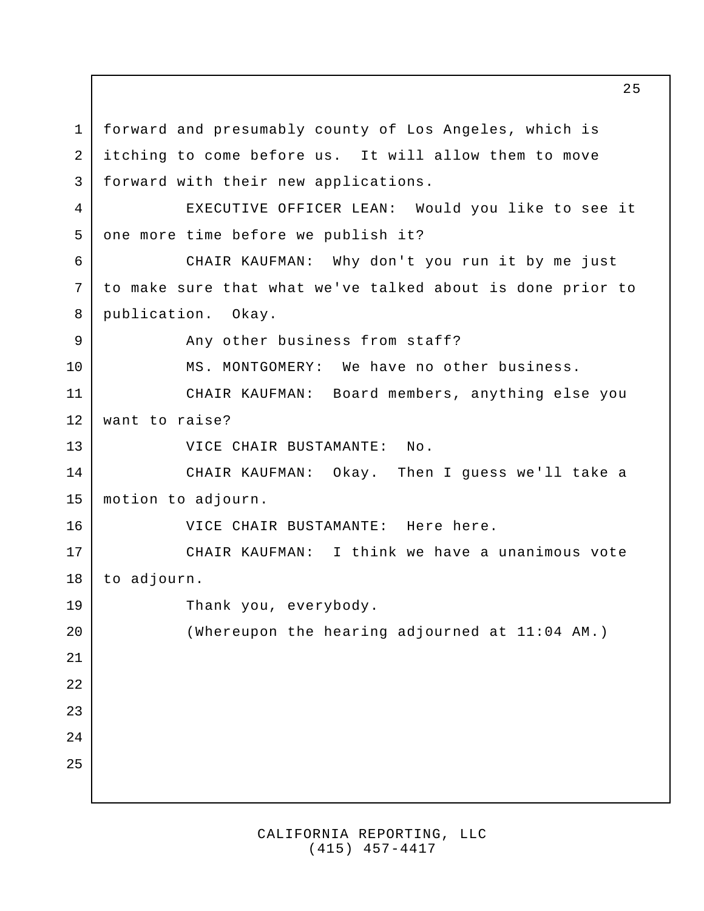forward and presumably county of Los Angeles, which is itching to come before us. It will allow them to move forward with their new applications.

EXECUTIVE OFFICER LEAN: Would you like to see it one more time before we publish it?

CHAIR KAUFMAN: Why don't you run it by me just to make sure that what we've talked about is done prior to publication. Okay.

Any other business from staff?

MS. MONTGOMERY: We have no other business.

CHAIR KAUFMAN: Board members, anything else you want to raise?

VICE CHAIR BUSTAMANTE: No.

CHAIR KAUFMAN: Okay. Then I guess we'll take a motion to adjourn.

VICE CHAIR BUSTAMANTE: Here here.

CHAIR KAUFMAN: I think we have a unanimous vote to adjourn.

Thank you, everybody.

(Whereupon the hearing adjourned at 11:04 AM.)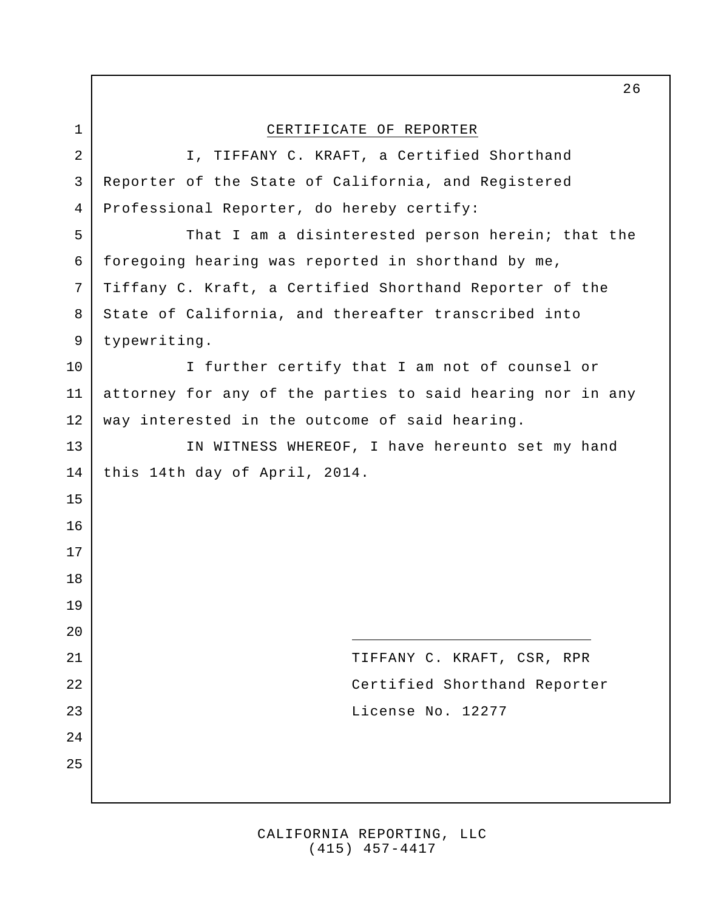# CERTIFICATE OF REPORTER

I, TIFFANY C. KRAFT, a Certified Shorthand Reporter of the State of California, and Registered Professional Reporter, do hereby certify:

That I am a disinterested person herein; that the foregoing hearing was reported in shorthand by me, Tiffany C. Kraft, a Certified Shorthand Reporter of the State of California, and thereafter transcribed into typewriting.

I further certify that I am not of counsel or attorney for any of the parties to said hearing nor in any way interested in the outcome of said hearing.

IN WITNESS WHEREOF, I have hereunto set my hand this 14th day of April, 2014.

\_\_\_\_\_\_\_\_\_\_\_\_\_\_\_\_\_\_\_\_\_\_\_\_\_\_

TIFFANY C. KRAFT, CSR, RPR
Certified Shorthand Reporter
License No. 12277